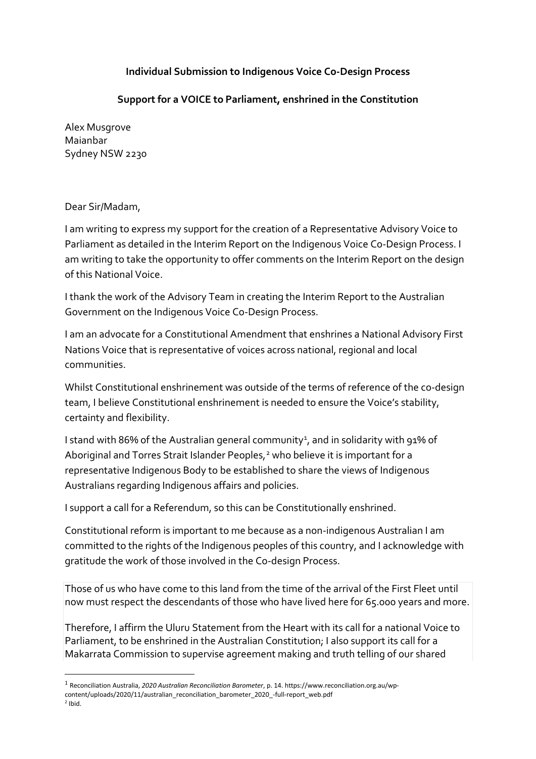**Individual Submission to Indigenous Voice Co-Design Process**

**Support for a VOICE to Parliament, enshrined in the Constitution**

Alex Musgrove
Maianbar
Sydney NSW 2230

Dear Sir/Madam,

I am writing to express my support for the creation of a Representative Advisory Voice to Parliament as detailed in the Interim Report on the Indigenous Voice Co-Design Process. I am writing to take the opportunity to offer comments on the Interim Report on the design of this National Voice.

I thank the work of the Advisory Team in creating the Interim Report to the Australian Government on the Indigenous Voice Co-Design Process.

I am an advocate for a Constitutional Amendment that enshrines a National Advisory First Nations Voice that is representative of voices across national, regional and local communities.

Whilst Constitutional enshrinement was outside of the terms of reference of the co-design team, I believe Constitutional enshrinement is needed to ensure the Voice's stability, certainty and flexibility.

I stand with 86% of the Australian general community[1], and in solidarity with 91% of Aboriginal and Torres Strait Islander Peoples,[2] who believe it is important for a representative Indigenous Body to be established to share the views of Indigenous Australians regarding Indigenous affairs and policies.

I support a call for a Referendum, so this can be Constitutionally enshrined.

Constitutional reform is important to me because as a non-indigenous Australian I am committed to the rights of the Indigenous peoples of this country, and I acknowledge with gratitude the work of those involved in the Co-design Process.

Those of us who have come to this land from the time of the arrival of the First Fleet until now must respect the descendants of those who have lived here for 65.000 years and more.

Therefore, I affirm the Uluru Statement from the Heart with its call for a national Voice to Parliament, to be enshrined in the Australian Constitution; I also support its call for a Makarrata Commission to supervise agreement making and truth telling of our shared

---

[1] Reconciliation Australia, *2020 Australian Reconciliation Barometer*, p. 14. https://www.reconciliation.org.au/wp-content/uploads/2020/11/australian_reconciliation_barometer_2020_-full-report_web.pdf

[2] Ibid.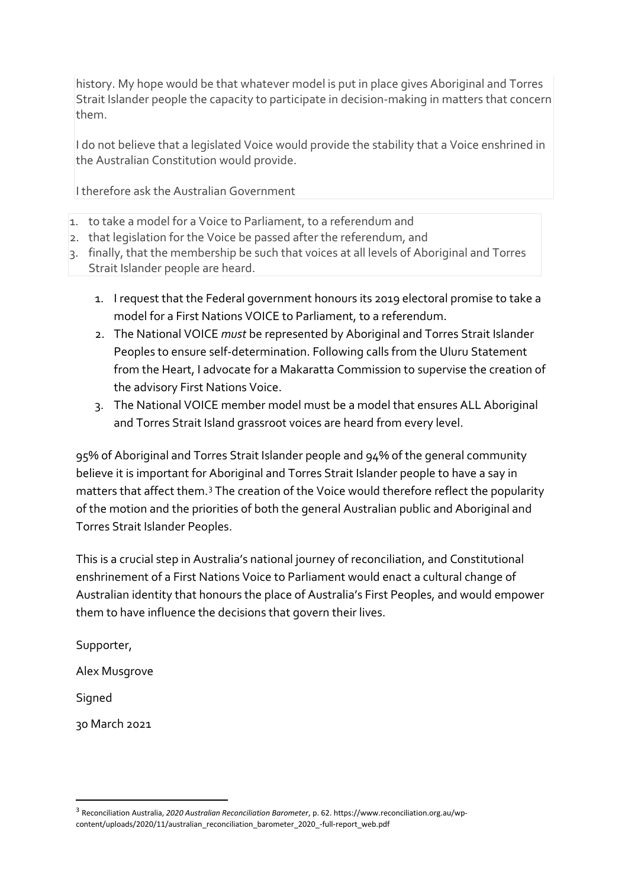history. My hope would be that whatever model is put in place gives Aboriginal and Torres Strait Islander people the capacity to participate in decision-making in matters that concern them.

I do not believe that a legislated Voice would provide the stability that a Voice enshrined in the Australian Constitution would provide.

I therefore ask the Australian Government

1. to take a model for a Voice to Parliament, to a referendum and
2. that legislation for the Voice be passed after the referendum, and
3. finally, that the membership be such that voices at all levels of Aboriginal and Torres Strait Islander people are heard.

    1. I request that the Federal government honours its 2019 electoral promise to take a model for a First Nations VOICE to Parliament, to a referendum.
    2. The National VOICE *must* be represented by Aboriginal and Torres Strait Islander Peoples to ensure self-determination. Following calls from the Uluru Statement from the Heart, I advocate for a Makaratta Commission to supervise the creation of the advisory First Nations Voice.
    3. The National VOICE member model must be a model that ensures ALL Aboriginal and Torres Strait Island grassroot voices are heard from every level.

95% of Aboriginal and Torres Strait Islander people and 94% of the general community believe it is important for Aboriginal and Torres Strait Islander people to have a say in matters that affect them.[3] The creation of the Voice would therefore reflect the popularity of the motion and the priorities of both the general Australian public and Aboriginal and Torres Strait Islander Peoples.

This is a crucial step in Australia's national journey of reconciliation, and Constitutional enshrinement of a First Nations Voice to Parliament would enact a cultural change of Australian identity that honours the place of Australia's First Peoples, and would empower them to have influence the decisions that govern their lives.

Supporter,

Alex Musgrove

Signed

30 March 2021

---

[3] Reconciliation Australia, *2020 Australian Reconciliation Barometer*, p. 62. https://www.reconciliation.org.au/wp-content/uploads/2020/11/australian_reconciliation_barometer_2020_-full-report_web.pdf